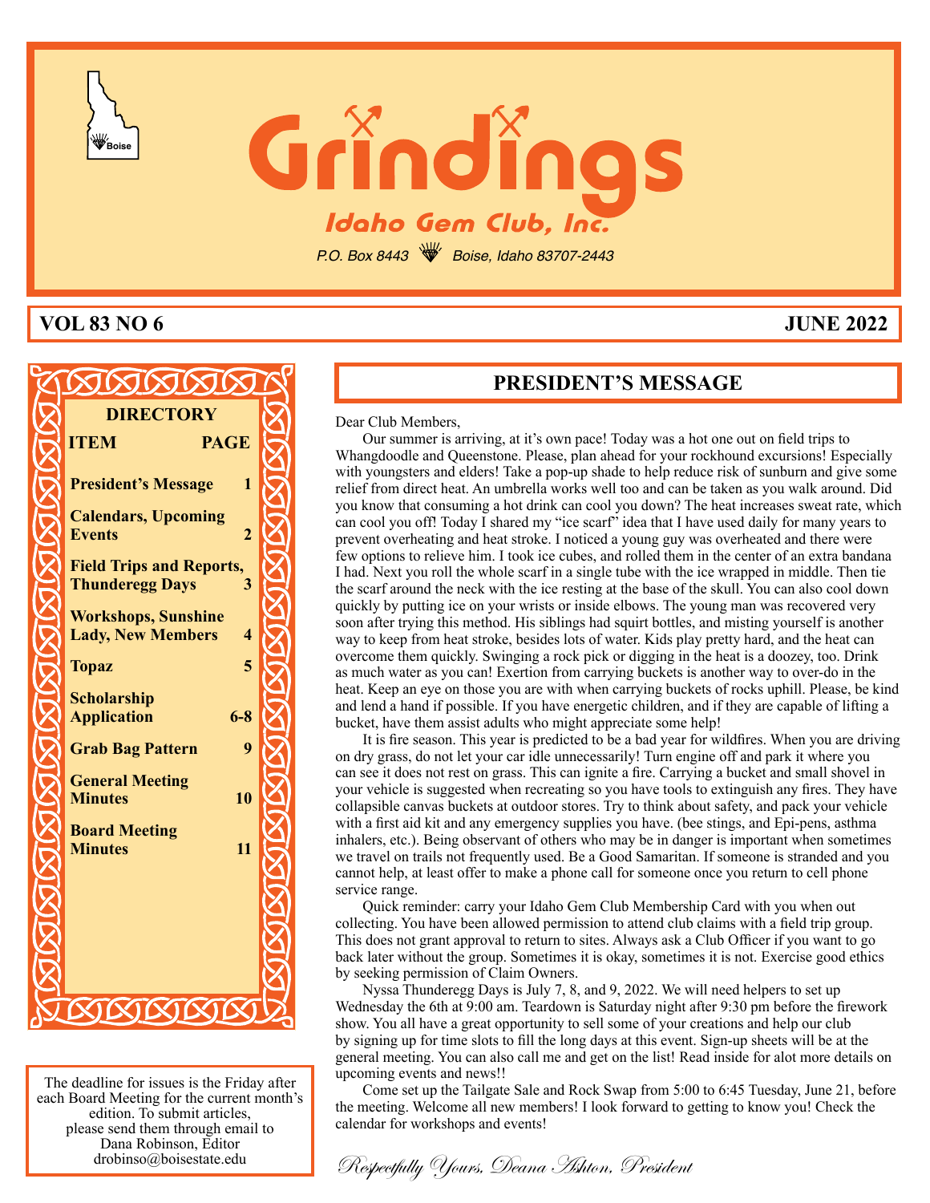# Grindings

## Idaho Gem Club, Inc.

*P.O. Box 8443 Boise, Idaho 83707-2443*

**VOL 83 NO 6** **JUNE 2022**

### DIRECTORY

| ITEM | PAGE |
|---|---|
| President's Message | 1 |
| Calendars, Upcoming Events | 2 |
| Field Trips and Reports, Thunderegg Days | 3 |
| Workshops, Sunshine Lady, New Members | 4 |
| Topaz | 5 |
| Scholarship Application | 6-8 |
| Grab Bag Pattern | 9 |
| General Meeting Minutes | 10 |
| Board Meeting Minutes | 11 |

The deadline for issues is the Friday after each Board Meeting for the current month's edition. To submit articles, please send them through email to Dana Robinson, Editor drobinso@boisestate.edu

## PRESIDENT'S MESSAGE

Dear Club Members,

Our summer is arriving, at it's own pace! Today was a hot one out on field trips to Whangdoodle and Queenstone. Please, plan ahead for your rockhound excursions! Especially with youngsters and elders! Take a pop-up shade to help reduce risk of sunburn and give some relief from direct heat. An umbrella works well too and can be taken as you walk around. Did you know that consuming a hot drink can cool you down? The heat increases sweat rate, which can cool you off! Today I shared my "ice scarf" idea that I have used daily for many years to prevent overheating and heat stroke. I noticed a young guy was overheated and there were few options to relieve him. I took ice cubes, and rolled them in the center of an extra bandana I had. Next you roll the whole scarf in a single tube with the ice wrapped in middle. Then tie the scarf around the neck with the ice resting at the base of the skull. You can also cool down quickly by putting ice on your wrists or inside elbows. The young man was recovered very soon after trying this method. His siblings had squirt bottles, and misting yourself is another way to keep from heat stroke, besides lots of water. Kids play pretty hard, and the heat can overcome them quickly. Swinging a rock pick or digging in the heat is a doozey, too. Drink as much water as you can! Exertion from carrying buckets is another way to over-do in the heat. Keep an eye on those you are with when carrying buckets of rocks uphill. Please, be kind and lend a hand if possible. If you have energetic children, and if they are capable of lifting a bucket, have them assist adults who might appreciate some help!

It is fire season. This year is predicted to be a bad year for wildfires. When you are driving on dry grass, do not let your car idle unnecessarily! Turn engine off and park it where you can see it does not rest on grass. This can ignite a fire. Carrying a bucket and small shovel in your vehicle is suggested when recreating so you have tools to extinguish any fires. They have collapsible canvas buckets at outdoor stores. Try to think about safety, and pack your vehicle with a first aid kit and any emergency supplies you have. (bee stings, and Epi-pens, asthma inhalers, etc.). Being observant of others who may be in danger is important when sometimes we travel on trails not frequently used. Be a Good Samaritan. If someone is stranded and you cannot help, at least offer to make a phone call for someone once you return to cell phone service range.

Quick reminder: carry your Idaho Gem Club Membership Card with you when out collecting. You have been allowed permission to attend club claims with a field trip group. This does not grant approval to return to sites. Always ask a Club Officer if you want to go back later without the group. Sometimes it is okay, sometimes it is not. Exercise good ethics by seeking permission of Claim Owners.

Nyssa Thunderegg Days is July 7, 8, and 9, 2022. We will need helpers to set up Wednesday the 6th at 9:00 am. Teardown is Saturday night after 9:30 pm before the firework show. You all have a great opportunity to sell some of your creations and help our club by signing up for time slots to fill the long days at this event. Sign-up sheets will be at the general meeting. You can also call me and get on the list! Read inside for alot more details on upcoming events and news!!

Come set up the Tailgate Sale and Rock Swap from 5:00 to 6:45 Tuesday, June 21, before the meeting. Welcome all new members! I look forward to getting to know you! Check the calendar for workshops and events!

*Respectfully Yours, Deana Ashton, President*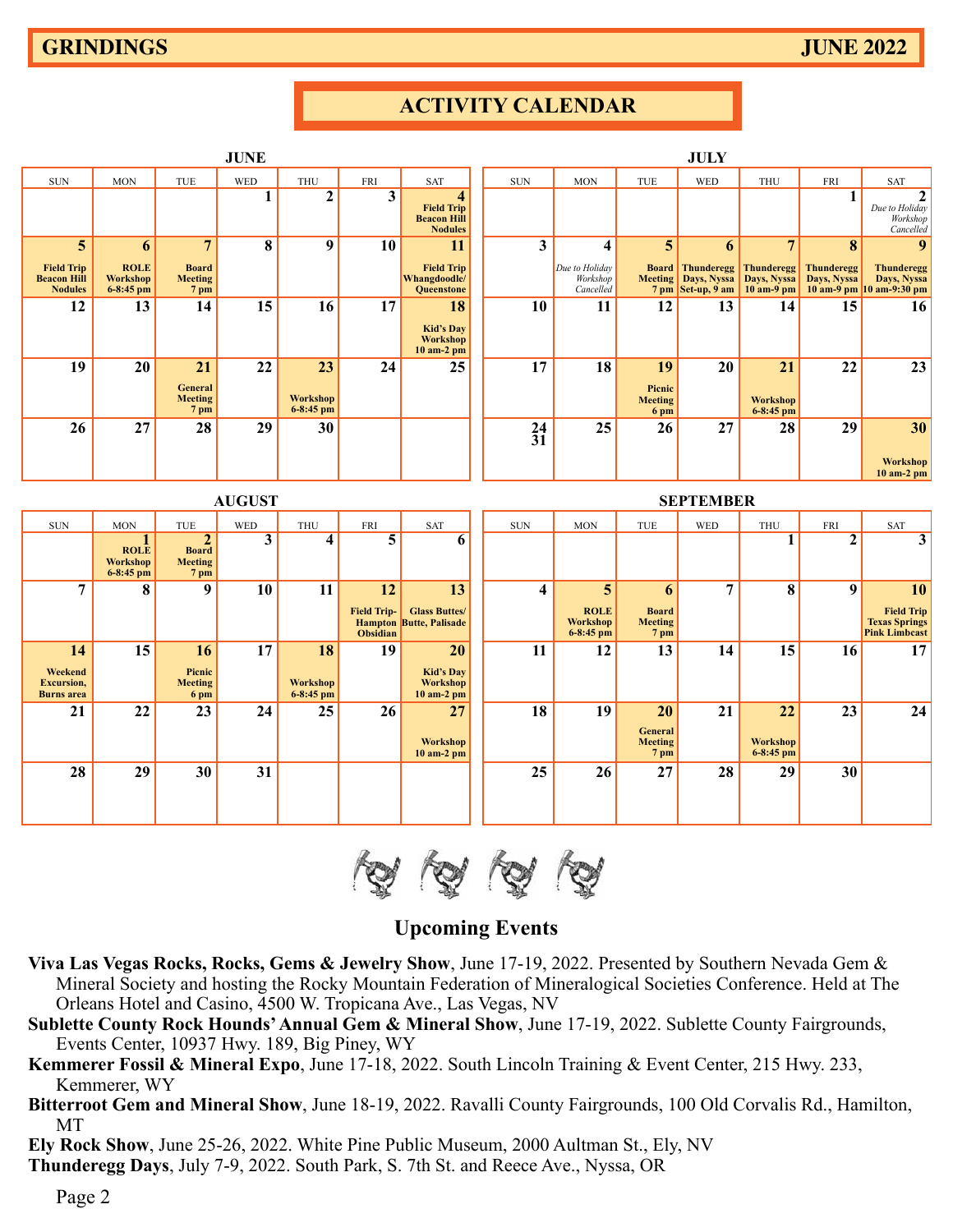# ACTIVITY CALENDAR

### JUNE

| SUN | MON | TUE | WED | THU | FRI | SAT |
|---|---|---|---|---|---|---|
| | | | 1 | 2 | 3 | 4 **Field Trip Beacon Hill Nodules** |
| 5 **Field Trip Beacon Hill Nodules** | 6 **ROLE Workshop 6-8:45 pm** | 7 **Board Meeting 7 pm** | 8 | 9 | 10 | 11 **Field Trip Whangdoodle/ Queenstone** |
| 12 | 13 | 14 | 15 | 16 | 17 | 18 **Kid's Day Workshop 10 am-2 pm** |
| 19 | 20 | 21 **General Meeting 7 pm** | 22 | 23 **Workshop 6-8:45 pm** | 24 | 25 |
| 26 | 27 | 28 | 29 | 30 | | |

### JULY

| SUN | MON | TUE | WED | THU | FRI | SAT |
|---|---|---|---|---|---|---|
| | | | | | 1 | 2 *Due to Holiday Workshop Cancelled* |
| 3 | 4 *Due to Holiday Workshop Cancelled* | 5 **Board Meeting 7 pm** | 6 **Thunderegg Days, Nyssa Set-up, 9 am** | 7 **Thunderegg Days, Nyssa 10 am-9 pm** | 8 **Thunderegg Days, Nyssa 10 am-9 pm** | 9 **Thunderegg Days, Nyssa 10 am-9:30 pm** |
| 10 | 11 | 12 | 13 | 14 | 15 | 16 |
| 17 | 18 | 19 **Picnic Meeting 6 pm** | 20 | 21 **Workshop 6-8:45 pm** | 22 | 23 |
| 24 31 | 25 | 26 | 27 | 28 | 29 | 30 **Workshop 10 am-2 pm** |

### AUGUST

| SUN | MON | TUE | WED | THU | FRI | SAT |
|---|---|---|---|---|---|---|
| | 1 **ROLE Workshop 6-8:45 pm** | 2 **Board Meeting 7 pm** | 3 | 4 | 5 | 6 |
| 7 | 8 | 9 | 10 | 11 | 12 **Field Trip- Hampton Obsidian** | 13 **Glass Buttes/ Butte, Palisade** |
| 14 **Weekend Excursion, Burns area** | 15 | 16 **Picnic Meeting 6 pm** | 17 | 18 **Workshop 6-8:45 pm** | 19 | 20 **Kid's Day Workshop 10 am-2 pm** |
| 21 | 22 | 23 | 24 | 25 | 26 | 27 **Workshop 10 am-2 pm** |
| 28 | 29 | 30 | 31 | | | |

### SEPTEMBER

| SUN | MON | TUE | WED | THU | FRI | SAT |
|---|---|---|---|---|---|---|
| | | | | 1 | 2 | 3 |
| 4 | 5 **ROLE Workshop 6-8:45 pm** | 6 **Board Meeting 7 pm** | 7 | 8 | 9 | 10 **Field Trip Texas Springs Pink Limbcast** |
| 11 | 12 | 13 | 14 | 15 | 16 | 17 |
| 18 | 19 | 20 **General Meeting 7 pm** | 21 | 22 **Workshop 6-8:45 pm** | 23 | 24 |
| 25 | 26 | 27 | 28 | 29 | 30 | |

## Upcoming Events

**Viva Las Vegas Rocks, Rocks, Gems & Jewelry Show**, June 17-19, 2022. Presented by Southern Nevada Gem & Mineral Society and hosting the Rocky Mountain Federation of Mineralogical Societies Conference. Held at The Orleans Hotel and Casino, 4500 W. Tropicana Ave., Las Vegas, NV

**Sublette County Rock Hounds' Annual Gem & Mineral Show**, June 17-19, 2022. Sublette County Fairgrounds, Events Center, 10937 Hwy. 189, Big Piney, WY

**Kemmerer Fossil & Mineral Expo**, June 17-18, 2022. South Lincoln Training & Event Center, 215 Hwy. 233, Kemmerer, WY

**Bitterroot Gem and Mineral Show**, June 18-19, 2022. Ravalli County Fairgrounds, 100 Old Corvalis Rd., Hamilton, MT

**Ely Rock Show**, June 25-26, 2022. White Pine Public Museum, 2000 Aultman St., Ely, NV

**Thunderegg Days**, July 7-9, 2022. South Park, S. 7th St. and Reece Ave., Nyssa, OR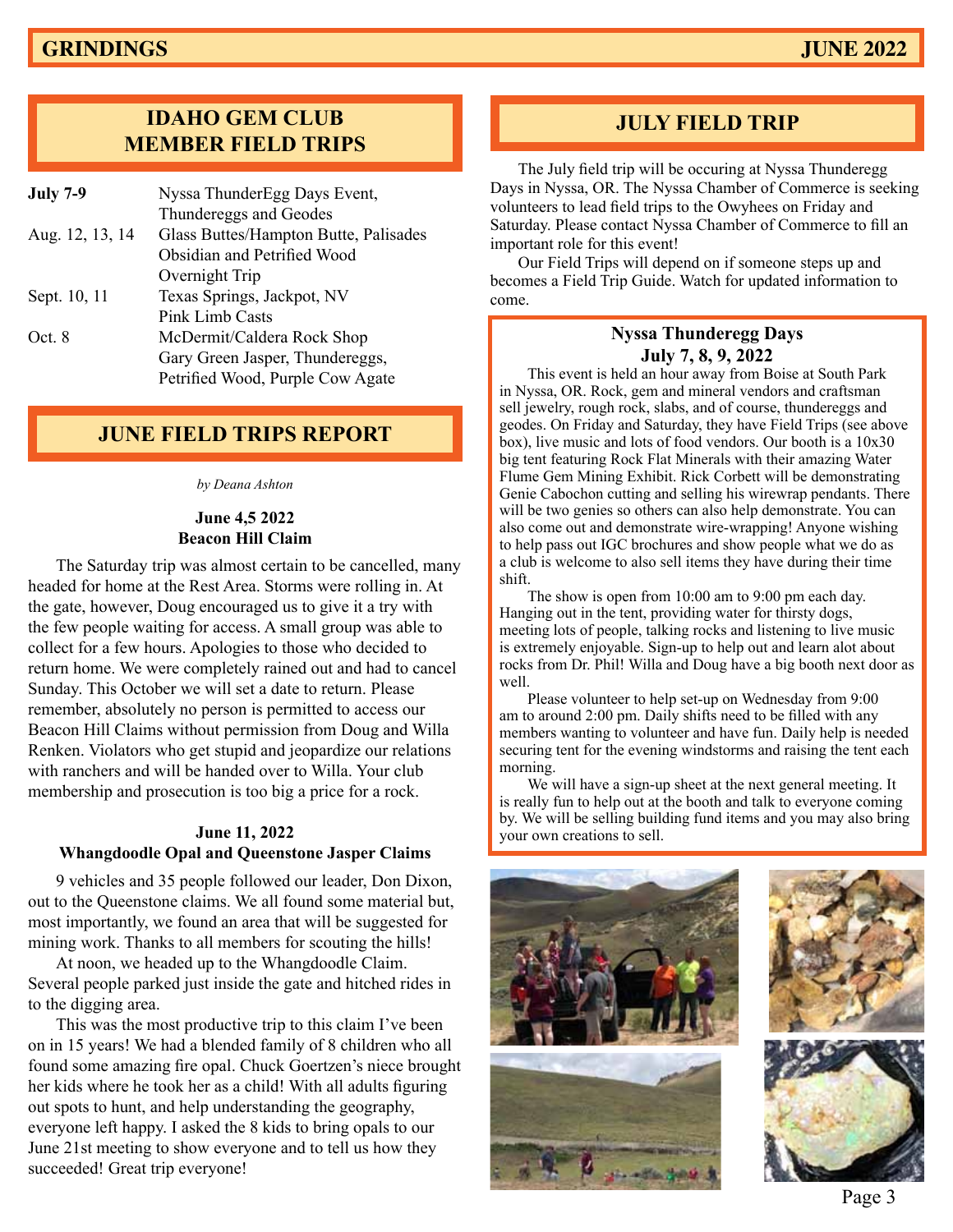## IDAHO GEM CLUB MEMBER FIELD TRIPS

| | |
|---|---|
| **July 7-9** | Nyssa ThunderEgg Days Event, Thundereggs and Geodes |
| Aug. 12, 13, 14 | Glass Buttes/Hampton Butte, Palisades Obsidian and Petrified Wood Overnight Trip |
| Sept. 10, 11 | Texas Springs, Jackpot, NV Pink Limb Casts |
| Oct. 8 | McDermit/Caldera Rock Shop Gary Green Jasper, Thundereggs, Petrified Wood, Purple Cow Agate |

## JUNE FIELD TRIPS REPORT

*by Deana Ashton*

### June 4,5 2022
### Beacon Hill Claim

The Saturday trip was almost certain to be cancelled, many headed for home at the Rest Area. Storms were rolling in. At the gate, however, Doug encouraged us to give it a try with the few people waiting for access. A small group was able to collect for a few hours. Apologies to those who decided to return home. We were completely rained out and had to cancel Sunday. This October we will set a date to return. Please remember, absolutely no person is permitted to access our Beacon Hill Claims without permission from Doug and Willa Renken. Violators who get stupid and jeopardize our relations with ranchers and will be handed over to Willa. Your club membership and prosecution is too big a price for a rock.

### June 11, 2022
### Whangdoodle Opal and Queenstone Jasper Claims

9 vehicles and 35 people followed our leader, Don Dixon, out to the Queenstone claims. We all found some material but, most importantly, we found an area that will be suggested for mining work. Thanks to all members for scouting the hills!

At noon, we headed up to the Whangdoodle Claim. Several people parked just inside the gate and hitched rides in to the digging area.

This was the most productive trip to this claim I've been on in 15 years! We had a blended family of 8 children who all found some amazing fire opal. Chuck Goertzen's niece brought her kids where he took her as a child! With all adults figuring out spots to hunt, and help understanding the geography, everyone left happy. I asked the 8 kids to bring opals to our June 21st meeting to show everyone and to tell us how they succeeded! Great trip everyone!

## JULY FIELD TRIP

The July field trip will be occuring at Nyssa Thunderegg Days in Nyssa, OR. The Nyssa Chamber of Commerce is seeking volunteers to lead field trips to the Owyhees on Friday and Saturday. Please contact Nyssa Chamber of Commerce to fill an important role for this event!

Our Field Trips will depend on if someone steps up and becomes a Field Trip Guide. Watch for updated information to come.

### Nyssa Thunderegg Days
### July 7, 8, 9, 2022

This event is held an hour away from Boise at South Park in Nyssa, OR. Rock, gem and mineral vendors and craftsman sell jewelry, rough rock, slabs, and of course, thundereggs and geodes. On Friday and Saturday, they have Field Trips (see above box), live music and lots of food vendors. Our booth is a 10x30 big tent featuring Rock Flat Minerals with their amazing Water Flume Gem Mining Exhibit. Rick Corbett will be demonstrating Genie Cabochon cutting and selling his wirewrap pendants. There will be two genies so others can also help demonstrate. You can also come out and demonstrate wire-wrapping! Anyone wishing to help pass out IGC brochures and show people what we do as a club is welcome to also sell items they have during their time shift.

The show is open from 10:00 am to 9:00 pm each day. Hanging out in the tent, providing water for thirsty dogs, meeting lots of people, talking rocks and listening to live music is extremely enjoyable. Sign-up to help out and learn alot about rocks from Dr. Phil! Willa and Doug have a big booth next door as well.

Please volunteer to help set-up on Wednesday from 9:00 am to around 2:00 pm. Daily shifts need to be filled with any members wanting to volunteer and have fun. Daily help is needed securing tent for the evening windstorms and raising the tent each morning.

We will have a sign-up sheet at the next general meeting. It is really fun to help out at the booth and talk to everyone coming by. We will be selling building fund items and you may also bring your own creations to sell.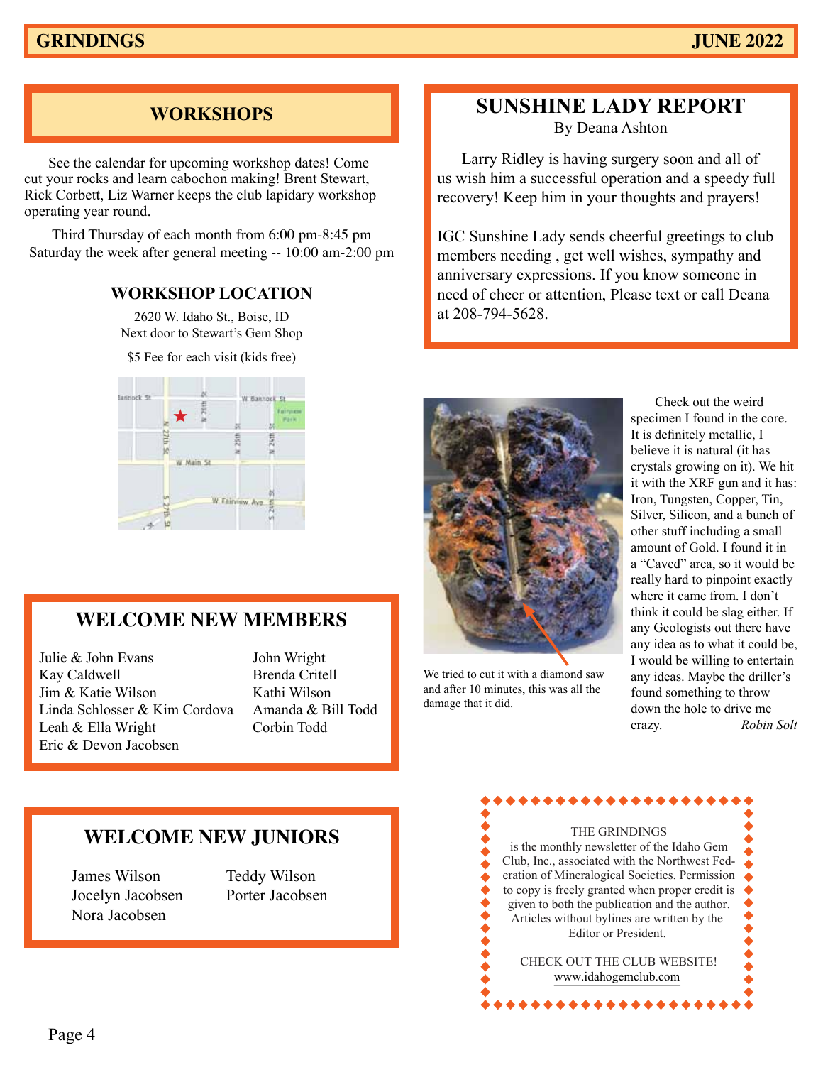## WORKSHOPS

See the calendar for upcoming workshop dates! Come cut your rocks and learn cabochon making! Brent Stewart, Rick Corbett, Liz Warner keeps the club lapidary workshop operating year round.

Third Thursday of each month from 6:00 pm-8:45 pm
Saturday the week after general meeting -- 10:00 am-2:00 pm

### WORKSHOP LOCATION

2620 W. Idaho St., Boise, ID
Next door to Stewart's Gem Shop

$5 Fee for each visit (kids free)

## WELCOME NEW MEMBERS

Julie & John Evans
Kay Caldwell
Jim & Katie Wilson
Linda Schlosser & Kim Cordova
Leah & Ella Wright
Eric & Devon Jacobsen
John Wright
Brenda Critell
Kathi Wilson
Amanda & Bill Todd
Corbin Todd

## WELCOME NEW JUNIORS

James Wilson
Jocelyn Jacobsen
Nora Jacobsen
Teddy Wilson
Porter Jacobsen

## SUNSHINE LADY REPORT

By Deana Ashton

Larry Ridley is having surgery soon and all of us wish him a successful operation and a speedy full recovery! Keep him in your thoughts and prayers!

IGC Sunshine Lady sends cheerful greetings to club members needing , get well wishes, sympathy and anniversary expressions. If you know someone in need of cheer or attention, Please text or call Deana at 208-794-5628.

We tried to cut it with a diamond saw and after 10 minutes, this was all the damage that it did.

Check out the weird specimen I found in the core. It is definitely metallic, I believe it is natural (it has crystals growing on it). We hit it with the XRF gun and it has: Iron, Tungsten, Copper, Tin, Silver, Silicon, and a bunch of other stuff including a small amount of Gold. I found it in a "Caved" area, so it would be really hard to pinpoint exactly where it came from. I don't think it could be slag either. If any Geologists out there have any idea as to what it could be, I would be willing to entertain any ideas. Maybe the driller's found something to throw down the hole to drive me crazy. *Robin Solt*

THE GRINDINGS is the monthly newsletter of the Idaho Gem Club, Inc., associated with the Northwest Federation of Mineralogical Societies. Permission to copy is freely granted when proper credit is given to both the publication and the author. Articles without bylines are written by the Editor or President.

CHECK OUT THE CLUB WEBSITE!
www.idahogemclub.com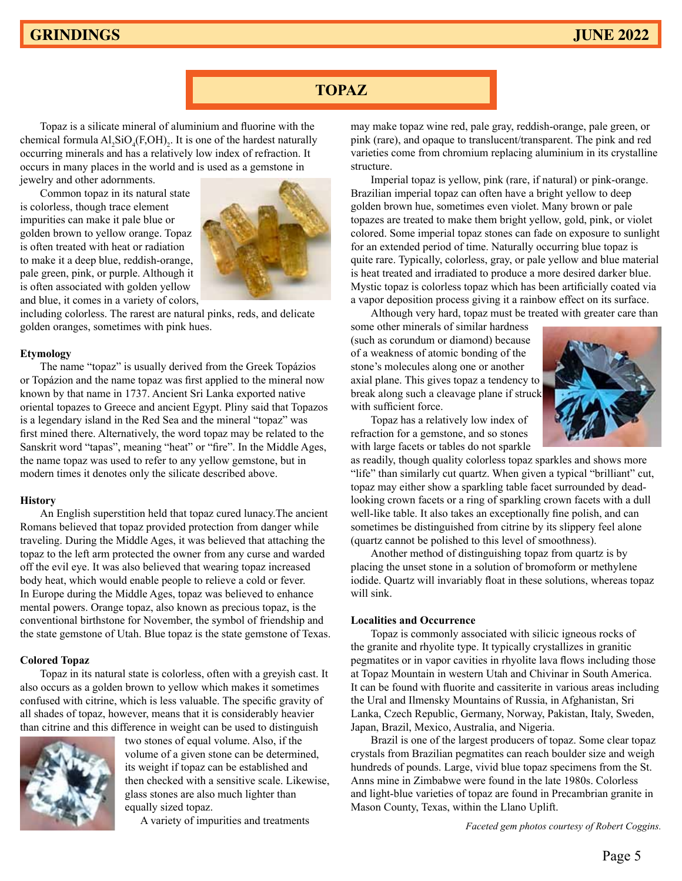# TOPAZ

Topaz is a silicate mineral of aluminium and fluorine with the chemical formula $Al_2SiO_4(F,OH)_2$. It is one of the hardest naturally occurring minerals and has a relatively low index of refraction. It occurs in many places in the world and is used as a gemstone in jewelry and other adornments.

Common topaz in its natural state is colorless, though trace element impurities can make it pale blue or golden brown to yellow orange. Topaz is often treated with heat or radiation to make it a deep blue, reddish-orange, pale green, pink, or purple. Although it is often associated with golden yellow and blue, it comes in a variety of colors, including colorless. The rarest are natural pinks, reds, and delicate golden oranges, sometimes with pink hues.

**Etymology**

The name "topaz" is usually derived from the Greek Topázios or Topázion and the name topaz was first applied to the mineral now known by that name in 1737. Ancient Sri Lanka exported native oriental topazes to Greece and ancient Egypt. Pliny said that Topazos is a legendary island in the Red Sea and the mineral "topaz" was first mined there. Alternatively, the word topaz may be related to the Sanskrit word "tapas", meaning "heat" or "fire". In the Middle Ages, the name topaz was used to refer to any yellow gemstone, but in modern times it denotes only the silicate described above.

**History**

An English superstition held that topaz cured lunacy.The ancient Romans believed that topaz provided protection from danger while traveling. During the Middle Ages, it was believed that attaching the topaz to the left arm protected the owner from any curse and warded off the evil eye. It was also believed that wearing topaz increased body heat, which would enable people to relieve a cold or fever. In Europe during the Middle Ages, topaz was believed to enhance mental powers. Orange topaz, also known as precious topaz, is the conventional birthstone for November, the symbol of friendship and the state gemstone of Utah. Blue topaz is the state gemstone of Texas.

**Colored Topaz**

Topaz in its natural state is colorless, often with a greyish cast. It also occurs as a golden brown to yellow which makes it sometimes confused with citrine, which is less valuable. The specific gravity of all shades of topaz, however, means that it is considerably heavier than citrine and this difference in weight can be used to distinguish two stones of equal volume. Also, if the volume of a given stone can be determined, its weight if topaz can be established and then checked with a sensitive scale. Likewise, glass stones are also much lighter than equally sized topaz.

A variety of impurities and treatments may make topaz wine red, pale gray, reddish-orange, pale green, or pink (rare), and opaque to translucent/transparent. The pink and red varieties come from chromium replacing aluminium in its crystalline structure.

Imperial topaz is yellow, pink (rare, if natural) or pink-orange. Brazilian imperial topaz can often have a bright yellow to deep golden brown hue, sometimes even violet. Many brown or pale topazes are treated to make them bright yellow, gold, pink, or violet colored. Some imperial topaz stones can fade on exposure to sunlight for an extended period of time. Naturally occurring blue topaz is quite rare. Typically, colorless, gray, or pale yellow and blue material is heat treated and irradiated to produce a more desired darker blue. Mystic topaz is colorless topaz which has been artificially coated via a vapor deposition process giving it a rainbow effect on its surface.

Although very hard, topaz must be treated with greater care than some other minerals of similar hardness (such as corundum or diamond) because of a weakness of atomic bonding of the stone's molecules along one or another axial plane. This gives topaz a tendency to break along such a cleavage plane if struck with sufficient force.

Topaz has a relatively low index of refraction for a gemstone, and so stones with large facets or tables do not sparkle as readily, though quality colorless topaz sparkles and shows more "life" than similarly cut quartz. When given a typical "brilliant" cut, topaz may either show a sparkling table facet surrounded by dead-looking crown facets or a ring of sparkling crown facets with a dull well-like table. It also takes an exceptionally fine polish, and can sometimes be distinguished from citrine by its slippery feel alone (quartz cannot be polished to this level of smoothness).

Another method of distinguishing topaz from quartz is by placing the unset stone in a solution of bromoform or methylene iodide. Quartz will invariably float in these solutions, whereas topaz will sink.

**Localities and Occurrence**

Topaz is commonly associated with silicic igneous rocks of the granite and rhyolite type. It typically crystallizes in granitic pegmatites or in vapor cavities in rhyolite lava flows including those at Topaz Mountain in western Utah and Chivinar in South America. It can be found with fluorite and cassiterite in various areas including the Ural and Ilmensky Mountains of Russia, in Afghanistan, Sri Lanka, Czech Republic, Germany, Norway, Pakistan, Italy, Sweden, Japan, Brazil, Mexico, Australia, and Nigeria.

Brazil is one of the largest producers of topaz. Some clear topaz crystals from Brazilian pegmatites can reach boulder size and weigh hundreds of pounds. Large, vivid blue topaz specimens from the St. Anns mine in Zimbabwe were found in the late 1980s. Colorless and light-blue varieties of topaz are found in Precambrian granite in Mason County, Texas, within the Llano Uplift.

*Faceted gem photos courtesy of Robert Coggins.*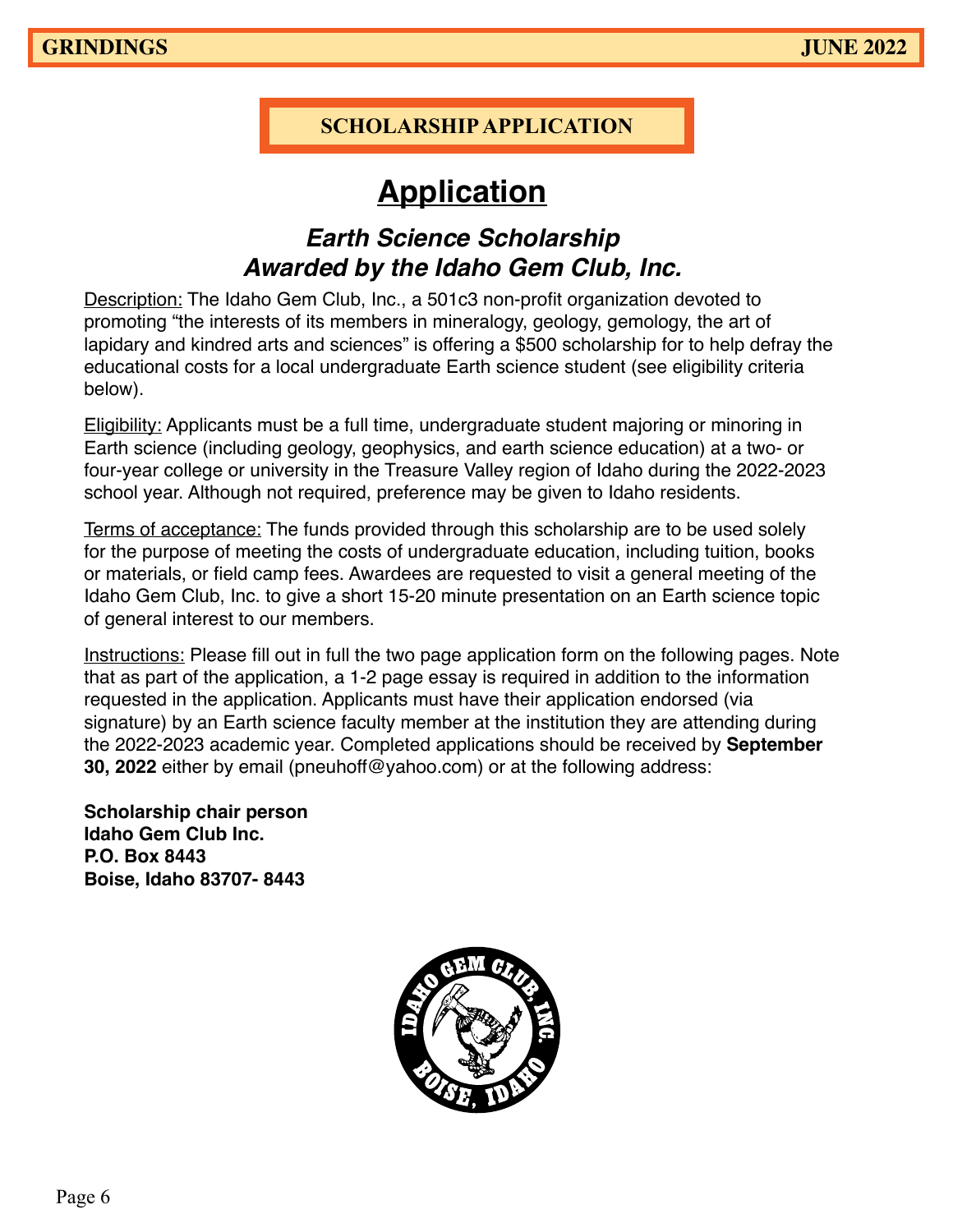## SCHOLARSHIP APPLICATION

# Application

### *Earth Science Scholarship*
### *Awarded by the Idaho Gem Club, Inc.*

Description: The Idaho Gem Club, Inc., a 501c3 non-profit organization devoted to promoting "the interests of its members in mineralogy, geology, gemology, the art of lapidary and kindred arts and sciences" is offering a $500 scholarship for to help defray the educational costs for a local undergraduate Earth science student (see eligibility criteria below).

Eligibility: Applicants must be a full time, undergraduate student majoring or minoring in Earth science (including geology, geophysics, and earth science education) at a two- or four-year college or university in the Treasure Valley region of Idaho during the 2022-2023 school year. Although not required, preference may be given to Idaho residents.

Terms of acceptance: The funds provided through this scholarship are to be used solely for the purpose of meeting the costs of undergraduate education, including tuition, books or materials, or field camp fees. Awardees are requested to visit a general meeting of the Idaho Gem Club, Inc. to give a short 15-20 minute presentation on an Earth science topic of general interest to our members.

Instructions: Please fill out in full the two page application form on the following pages. Note that as part of the application, a 1-2 page essay is required in addition to the information requested in the application. Applicants must have their application endorsed (via signature) by an Earth science faculty member at the institution they are attending during the 2022-2023 academic year. Completed applications should be received by **September 30, 2022** either by email (pneuhoff@yahoo.com) or at the following address:

**Scholarship chair person**
**Idaho Gem Club Inc.**
**P.O. Box 8443**
**Boise, Idaho 83707- 8443**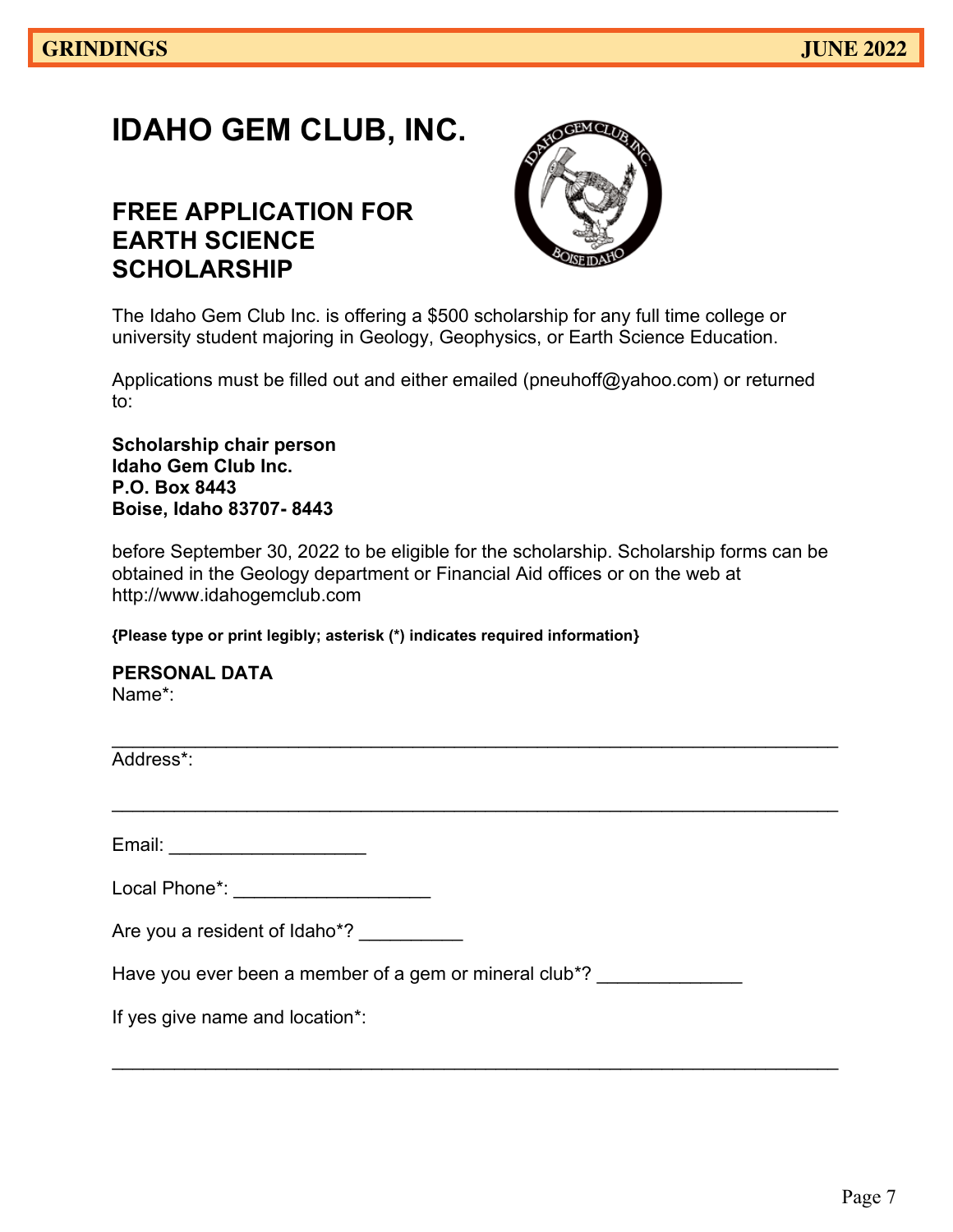# IDAHO GEM CLUB, INC.

## FREE APPLICATION FOR EARTH SCIENCE SCHOLARSHIP

The Idaho Gem Club Inc. is offering a $500 scholarship for any full time college or university student majoring in Geology, Geophysics, or Earth Science Education.

Applications must be filled out and either emailed (pneuhoff@yahoo.com) or returned to:

**Scholarship chair person**
**Idaho Gem Club Inc.**
**P.O. Box 8443**
**Boise, Idaho 83707- 8443**

before September 30, 2022 to be eligible for the scholarship. Scholarship forms can be obtained in the Geology department or Financial Aid offices or on the web at http://www.idahogemclub.com

**{Please type or print legibly; asterisk (*) indicates required information}**

**PERSONAL DATA**

Name*:

_______________________________________________________________

Address*:

_______________________________________________________________

Email: ___________________

Local Phone*: ___________________

Are you a resident of Idaho*? __________

Have you ever been a member of a gem or mineral club*? ______________

If yes give name and location*:

_______________________________________________________________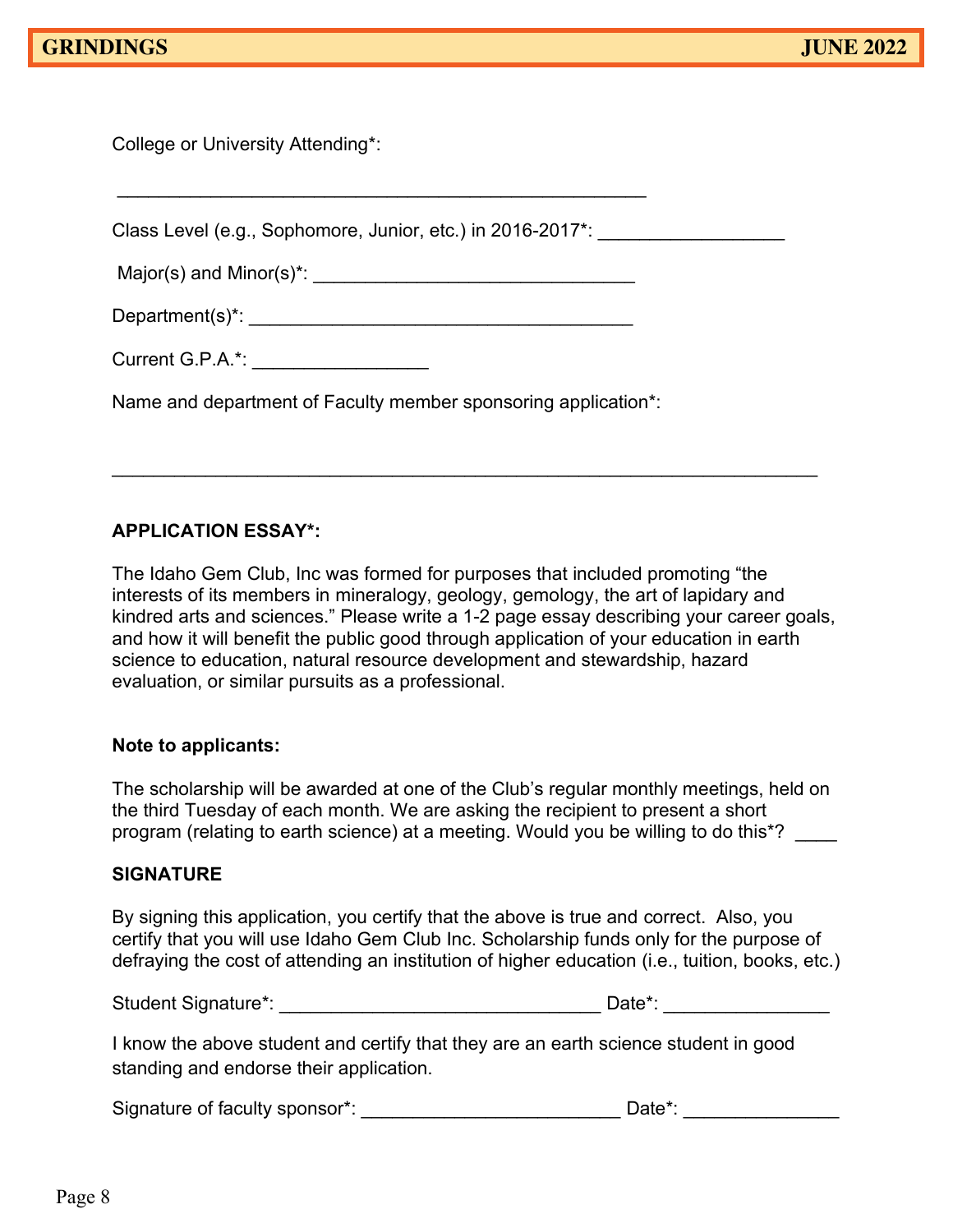College or University Attending*:

\_\_\_\_\_\_\_\_\_\_\_\_\_\_\_\_\_\_\_\_\_\_\_\_\_\_\_\_\_\_\_\_\_\_\_\_\_\_\_\_\_\_\_\_\_\_\_\_\_\_\_\_

Class Level (e.g., Sophomore, Junior, etc.) in 2016-2017*: \_\_\_\_\_\_\_\_\_\_\_\_\_\_\_\_\_\_

Major(s) and Minor(s)*: \_\_\_\_\_\_\_\_\_\_\_\_\_\_\_\_\_\_\_\_\_\_\_\_\_\_\_\_\_\_\_\_

Department(s)*: \_\_\_\_\_\_\_\_\_\_\_\_\_\_\_\_\_\_\_\_\_\_\_\_\_\_\_\_\_\_\_\_\_\_\_\_\_\_

Current G.P.A.*: \_\_\_\_\_\_\_\_\_\_\_\_\_\_\_\_\_

Name and department of Faculty member sponsoring application*:

\_\_\_\_\_\_\_\_\_\_\_\_\_\_\_\_\_\_\_\_\_\_\_\_\_\_\_\_\_\_\_\_\_\_\_\_\_\_\_\_\_\_\_\_\_\_\_\_\_\_\_\_\_\_\_\_\_\_\_\_\_\_\_\_\_\_\_\_

**APPLICATION ESSAY*:**

The Idaho Gem Club, Inc was formed for purposes that included promoting "the interests of its members in mineralogy, geology, gemology, the art of lapidary and kindred arts and sciences." Please write a 1-2 page essay describing your career goals, and how it will benefit the public good through application of your education in earth science to education, natural resource development and stewardship, hazard evaluation, or similar pursuits as a professional.

**Note to applicants:**

The scholarship will be awarded at one of the Club's regular monthly meetings, held on the third Tuesday of each month. We are asking the recipient to present a short program (relating to earth science) at a meeting. Would you be willing to do this*? \_\_\_\_

**SIGNATURE**

By signing this application, you certify that the above is true and correct. Also, you certify that you will use Idaho Gem Club Inc. Scholarship funds only for the purpose of defraying the cost of attending an institution of higher education (i.e., tuition, books, etc.)

Student Signature*: \_\_\_\_\_\_\_\_\_\_\_\_\_\_\_\_\_\_\_\_\_\_\_\_\_\_\_\_\_\_\_\_ Date*: \_\_\_\_\_\_\_\_\_\_\_\_\_\_\_\_

I know the above student and certify that they are an earth science student in good standing and endorse their application.

Signature of faculty sponsor*: \_\_\_\_\_\_\_\_\_\_\_\_\_\_\_\_\_\_\_\_\_\_\_\_\_\_ Date*: \_\_\_\_\_\_\_\_\_\_\_\_\_\_\_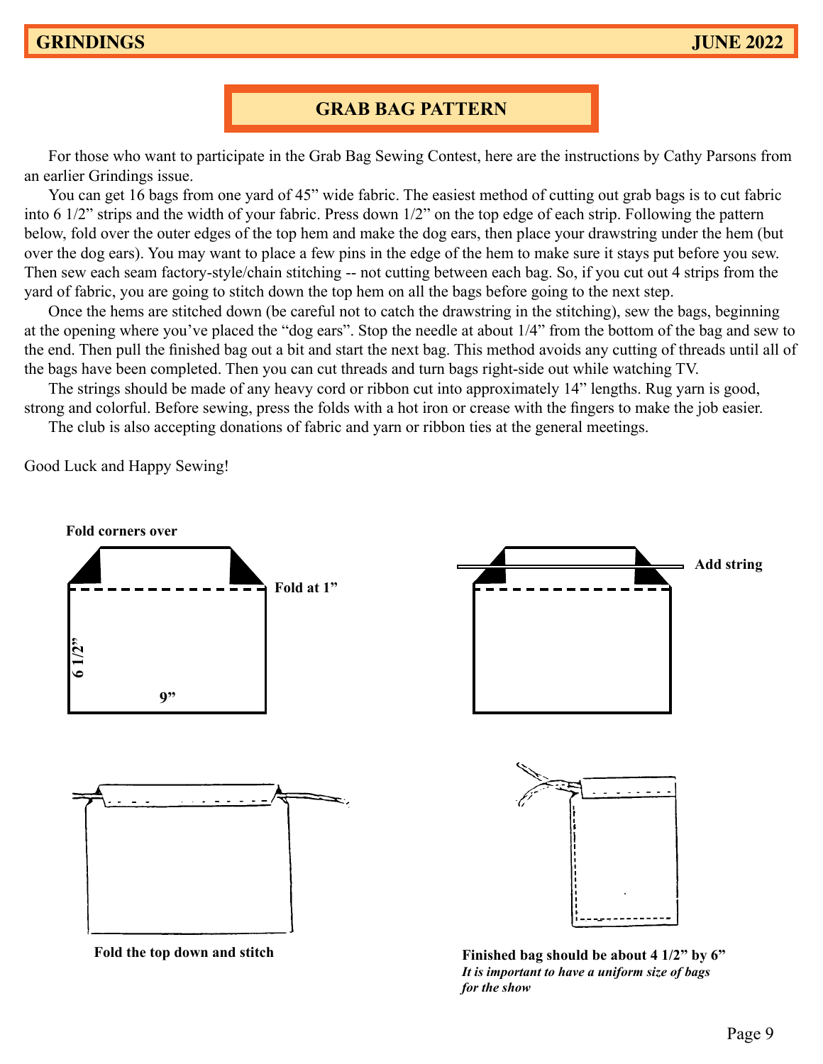## GRAB BAG PATTERN

For those who want to participate in the Grab Bag Sewing Contest, here are the instructions by Cathy Parsons from an earlier Grindings issue.

You can get 16 bags from one yard of 45" wide fabric. The easiest method of cutting out grab bags is to cut fabric into 6 1/2" strips and the width of your fabric. Press down 1/2" on the top edge of each strip. Following the pattern below, fold over the outer edges of the top hem and make the dog ears, then place your drawstring under the hem (but over the dog ears). You may want to place a few pins in the edge of the hem to make sure it stays put before you sew. Then sew each seam factory-style/chain stitching -- not cutting between each bag. So, if you cut out 4 strips from the yard of fabric, you are going to stitch down the top hem on all the bags before going to the next step.

Once the hems are stitched down (be careful not to catch the drawstring in the stitching), sew the bags, beginning at the opening where you've placed the "dog ears". Stop the needle at about 1/4" from the bottom of the bag and sew to the end. Then pull the finished bag out a bit and start the next bag. This method avoids any cutting of threads until all of the bags have been completed. Then you can cut threads and turn bags right-side out while watching TV.

The strings should be made of any heavy cord or ribbon cut into approximately 14" lengths. Rug yarn is good, strong and colorful. Before sewing, press the folds with a hot iron or crease with the fingers to make the job easier.

The club is also accepting donations of fabric and yarn or ribbon ties at the general meetings.

Good Luck and Happy Sewing!

**Fold corners over**

**Fold at 1"**

**6 1/2"**

**9"**

**Add string**

**Fold the top down and stitch**

**Finished bag should be about 4 1/2" by 6"**
***It is important to have a uniform size of bags for the show***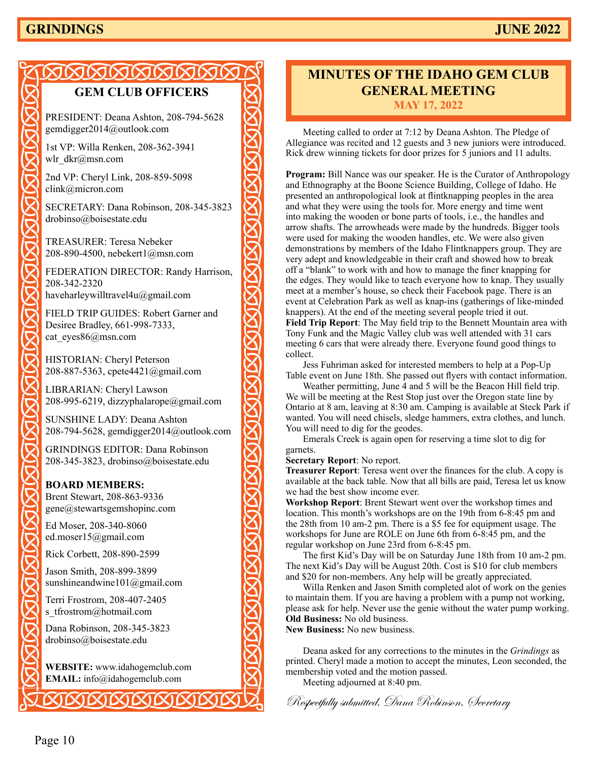## GEM CLUB OFFICERS

PRESIDENT: Deana Ashton, 208-794-5628
gemdigger2014@outlook.com

1st VP: Willa Renken, 208-362-3941
wlr_dkr@msn.com

2nd VP: Cheryl Link, 208-859-5098
clink@micron.com

SECRETARY: Dana Robinson, 208-345-3823
drobinso@boisestate.edu

TREASURER: Teresa Nebeker
208-890-4500, nebekert1@msn.com

FEDERATION DIRECTOR: Randy Harrison, 208-342-2320
haveharleywilltravel4u@gmail.com

FIELD TRIP GUIDES: Robert Garner and Desiree Bradley, 661-998-7333,
cat_eyes86@msn.com

HISTORIAN: Cheryl Peterson
208-887-5363, cpete4421@gmail.com

LIBRARIAN: Cheryl Lawson
208-995-6219, dizzyphalarope@gmail.com

SUNSHINE LADY: Deana Ashton
208-794-5628, gemdigger2014@outlook.com

GRINDINGS EDITOR: Dana Robinson
208-345-3823, drobinso@boisestate.edu

**BOARD MEMBERS:**

Brent Stewart, 208-863-9336
gene@stewartsgemshopinc.com

Ed Moser, 208-340-8060
ed.moser15@gmail.com

Rick Corbett, 208-890-2599

Jason Smith, 208-899-3899
sunshineandwine101@gmail.com

Terri Frostrom, 208-407-2405
s_tfrostrom@hotmail.com

Dana Robinson, 208-345-3823
drobinso@boisestate.edu

**WEBSITE:** www.idahogemclub.com
**EMAIL:** info@idahogemclub.com

## MINUTES OF THE IDAHO GEM CLUB GENERAL MEETING

### MAY 17, 2022

Meeting called to order at 7:12 by Deana Ashton. The Pledge of Allegiance was recited and 12 guests and 3 new juniors were introduced. Rick drew winning tickets for door prizes for 5 juniors and 11 adults.

**Program:** Bill Nance was our speaker. He is the Curator of Anthropology and Ethnography at the Boone Science Building, College of Idaho. He presented an anthropological look at flintknapping peoples in the area and what they were using the tools for. More energy and time went into making the wooden or bone parts of tools, i.e., the handles and arrow shafts. The arrowheads were made by the hundreds. Bigger tools were used for making the wooden handles, etc. We were also given demonstrations by members of the Idaho Flintknappers group. They are very adept and knowledgeable in their craft and showed how to break off a "blank" to work with and how to manage the finer knapping for the edges. They would like to teach everyone how to knap. They usually meet at a member's house, so check their Facebook page. There is an event at Celebration Park as well as knap-ins (gatherings of like-minded knappers). At the end of the meeting several people tried it out.

**Field Trip Report**: The May field trip to the Bennett Mountain area with Tony Funk and the Magic Valley club was well attended with 31 cars meeting 6 cars that were already there. Everyone found good things to collect.

Jess Fuhriman asked for interested members to help at a Pop-Up Table event on June 18th. She passed out flyers with contact information.

Weather permitting, June 4 and 5 will be the Beacon Hill field trip. We will be meeting at the Rest Stop just over the Oregon state line by Ontario at 8 am, leaving at 8:30 am. Camping is available at Steck Park if wanted. You will need chisels, sledge hammers, extra clothes, and lunch. You will need to dig for the geodes.

Emerals Creek is again open for reserving a time slot to dig for garnets.

**Secretary Report**: No report.

**Treasurer Report**: Teresa went over the finances for the club. A copy is available at the back table. Now that all bills are paid, Teresa let us know we had the best show income ever.

**Workshop Report**: Brent Stewart went over the workshop times and location. This month's workshops are on the 19th from 6-8:45 pm and the 28th from 10 am-2 pm. There is a $5 fee for equipment usage. The workshops for June are ROLE on June 6th from 6-8:45 pm, and the regular workshop on June 23rd from 6-8:45 pm.

The first Kid's Day will be on Saturday June 18th from 10 am-2 pm. The next Kid's Day will be August 20th. Cost is $10 for club members and $20 for non-members. Any help will be greatly appreciated.

Willa Renken and Jason Smith completed alot of work on the genies to maintain them. If you are having a problem with a pump not working, please ask for help. Never use the genie without the water pump working.

**Old Business:** No old business.

**New Business:** No new business.

Deana asked for any corrections to the minutes in the *Grindings* as printed. Cheryl made a motion to accept the minutes, Leon seconded, the membership voted and the motion passed.

Meeting adjourned at 8:40 pm.

*Respectfully submitted, Dana Robinson, Secretary*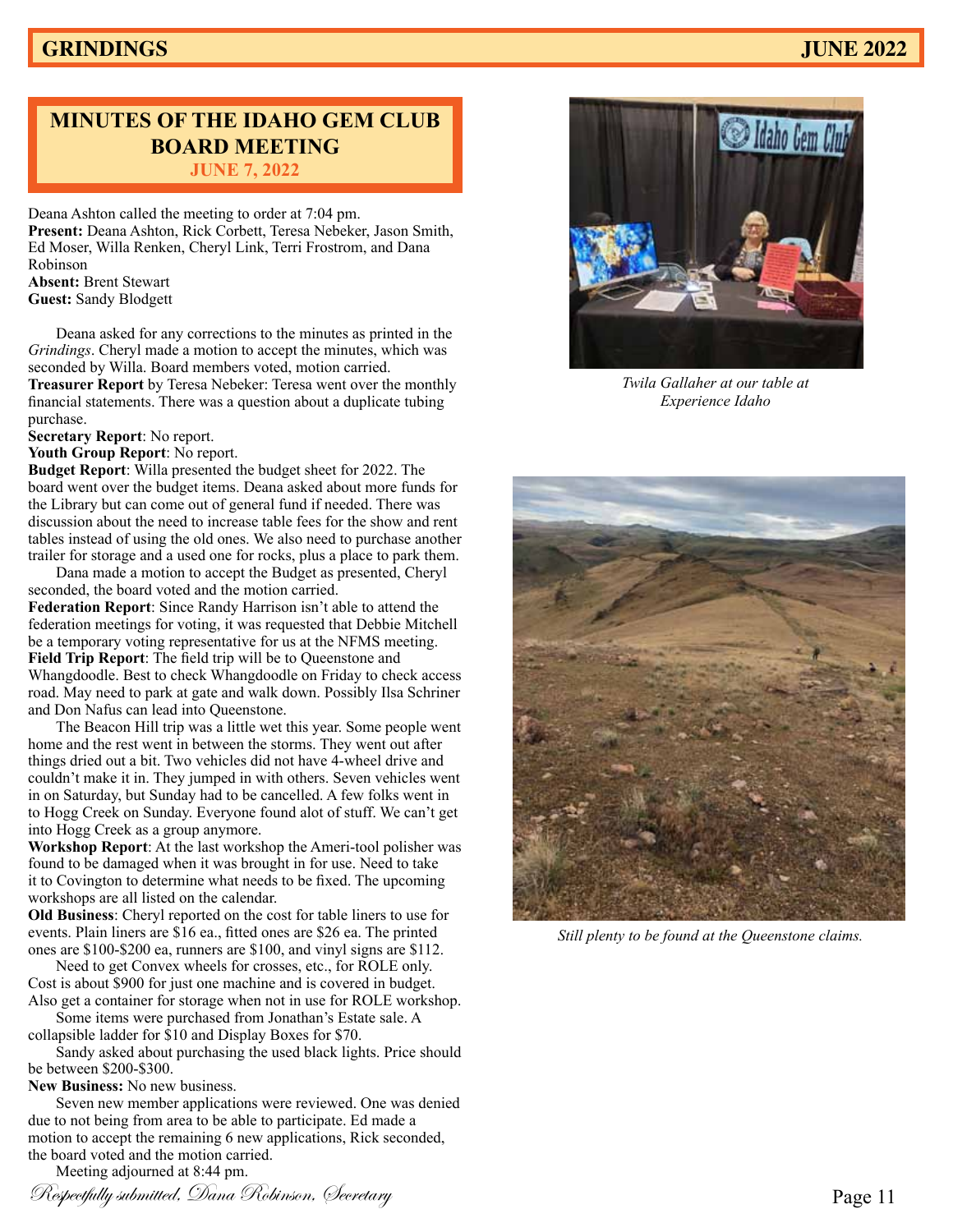## MINUTES OF THE IDAHO GEM CLUB BOARD MEETING

### JUNE 7, 2022

Deana Ashton called the meeting to order at 7:04 pm.
**Present:** Deana Ashton, Rick Corbett, Teresa Nebeker, Jason Smith, Ed Moser, Willa Renken, Cheryl Link, Terri Frostrom, and Dana Robinson
**Absent:** Brent Stewart
**Guest:** Sandy Blodgett

Deana asked for any corrections to the minutes as printed in the *Grindings*. Cheryl made a motion to accept the minutes, which was seconded by Willa. Board members voted, motion carried.
**Treasurer Report** by Teresa Nebeker: Teresa went over the monthly financial statements. There was a question about a duplicate tubing purchase.
**Secretary Report**: No report.
**Youth Group Report**: No report.
**Budget Report**: Willa presented the budget sheet for 2022. The board went over the budget items. Deana asked about more funds for the Library but can come out of general fund if needed. There was discussion about the need to increase table fees for the show and rent tables instead of using the old ones. We also need to purchase another trailer for storage and a used one for rocks, plus a place to park them.

Dana made a motion to accept the Budget as presented, Cheryl seconded, the board voted and the motion carried.
**Federation Report**: Since Randy Harrison isn't able to attend the federation meetings for voting, it was requested that Debbie Mitchell be a temporary voting representative for us at the NFMS meeting.
**Field Trip Report**: The field trip will be to Queenstone and Whangdoodle. Best to check Whangdoodle on Friday to check access road. May need to park at gate and walk down. Possibly Ilsa Schriner and Don Nafus can lead into Queenstone.

The Beacon Hill trip was a little wet this year. Some people went home and the rest went in between the storms. They went out after things dried out a bit. Two vehicles did not have 4-wheel drive and couldn't make it in. They jumped in with others. Seven vehicles went in on Saturday, but Sunday had to be cancelled. A few folks went in to Hogg Creek on Sunday. Everyone found alot of stuff. We can't get into Hogg Creek as a group anymore.
**Workshop Report**: At the last workshop the Ameri-tool polisher was found to be damaged when it was brought in for use. Need to take it to Covington to determine what needs to be fixed. The upcoming workshops are all listed on the calendar.
**Old Business**: Cheryl reported on the cost for table liners to use for events. Plain liners are $16 ea., fitted ones are $26 ea. The printed ones are $100-$200 ea, runners are $100, and vinyl signs are $112.

Need to get Convex wheels for crosses, etc., for ROLE only. Cost is about $900 for just one machine and is covered in budget. Also get a container for storage when not in use for ROLE workshop.

Some items were purchased from Jonathan's Estate sale. A collapsible ladder for $10 and Display Boxes for $70.

Sandy asked about purchasing the used black lights. Price should be between $200-$300.
**New Business:** No new business.

Seven new member applications were reviewed. One was denied due to not being from area to be able to participate. Ed made a motion to accept the remaining 6 new applications, Rick seconded, the board voted and the motion carried.

Meeting adjourned at 8:44 pm.

*Respectfully submitted, Dana Robinson, Secretary*

*Twila Gallaher at our table at Experience Idaho*

*Still plenty to be found at the Queenstone claims.*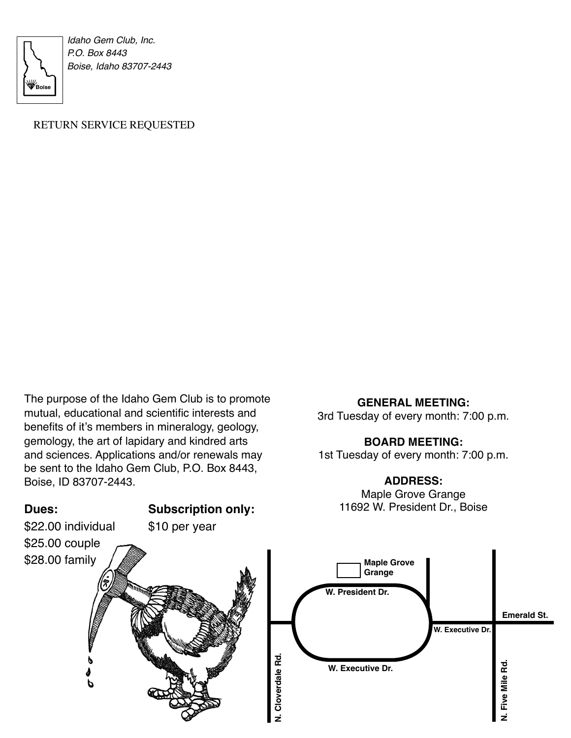*Idaho Gem Club, Inc.*
*P.O. Box 8443*
*Boise, Idaho 83707-2443*

RETURN SERVICE REQUESTED

The purpose of the Idaho Gem Club is to promote mutual, educational and scientific interests and benefits of it's members in mineralogy, geology, gemology, the art of lapidary and kindred arts and sciences. Applications and/or renewals may be sent to the Idaho Gem Club, P.O. Box 8443, Boise, ID 83707-2443.

**Dues:**
$22.00 individual
$25.00 couple
$28.00 family

**Subscription only:**
$10 per year

**GENERAL MEETING:**
3rd Tuesday of every month: 7:00 p.m.

**BOARD MEETING:**
1st Tuesday of every month: 7:00 p.m.

**ADDRESS:**
Maple Grove Grange
11692 W. President Dr., Boise

**Maple Grove Grange**
**W. President Dr.**
**Emerald St.**
**W. Executive Dr.**
**W. Executive Dr.**
**N. Cloverdale Rd.**
**N. Five Mile Rd.**